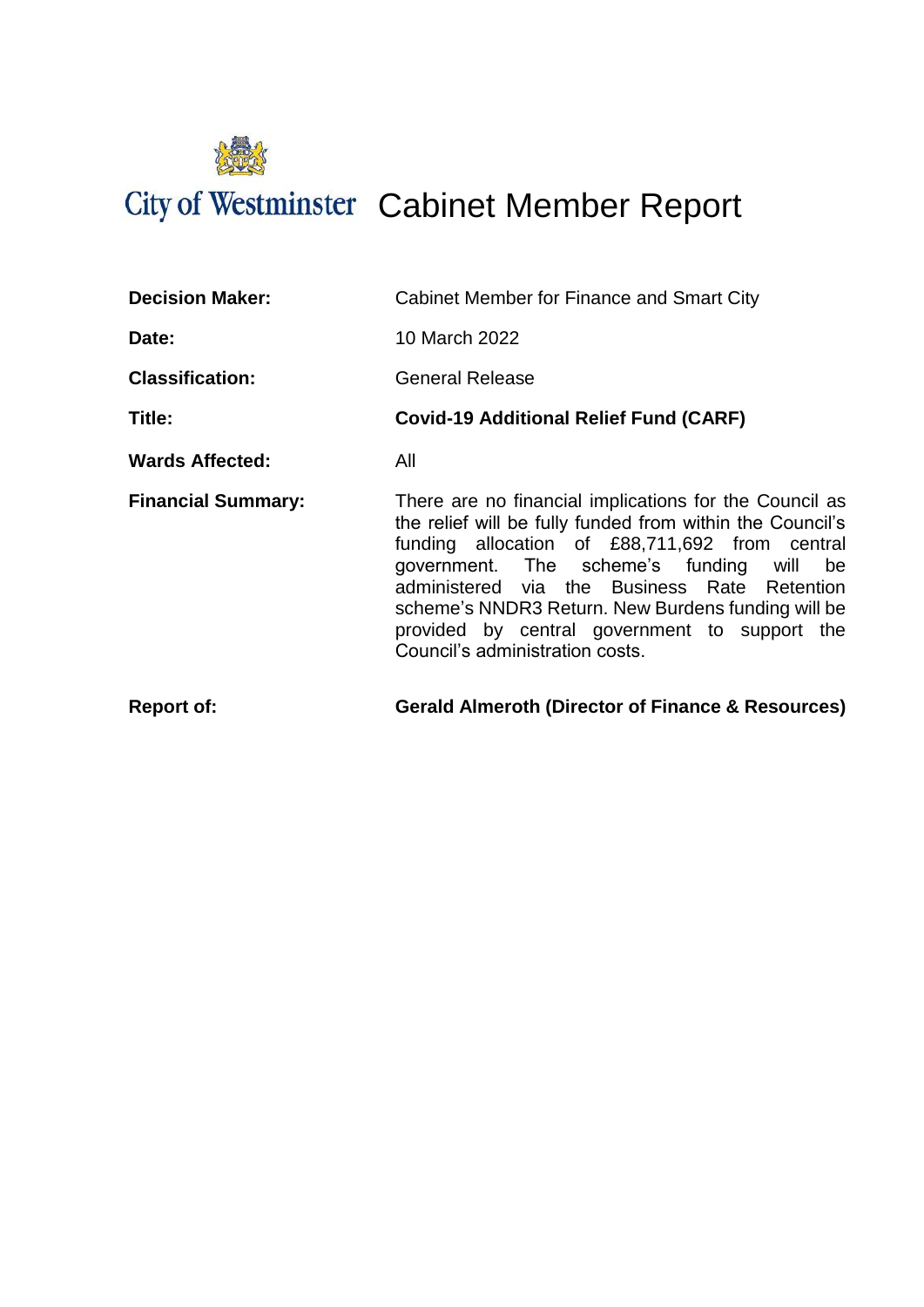# City of Westminster Cabinet Member Report

| | |
|---|---|
| **Decision Maker:** | Cabinet Member for Finance and Smart City |
| **Date:** | 10 March 2022 |
| **Classification:** | General Release |
| **Title:** | **Covid-19 Additional Relief Fund (CARF)** |
| **Wards Affected:** | All |
| **Financial Summary:** | There are no financial implications for the Council as the relief will be fully funded from within the Council's funding allocation of £88,711,692 from central government. The scheme's funding will be administered via the Business Rate Retention scheme's NNDR3 Return. New Burdens funding will be provided by central government to support the Council's administration costs. |
| **Report of:** | **Gerald Almeroth (Director of Finance & Resources)** |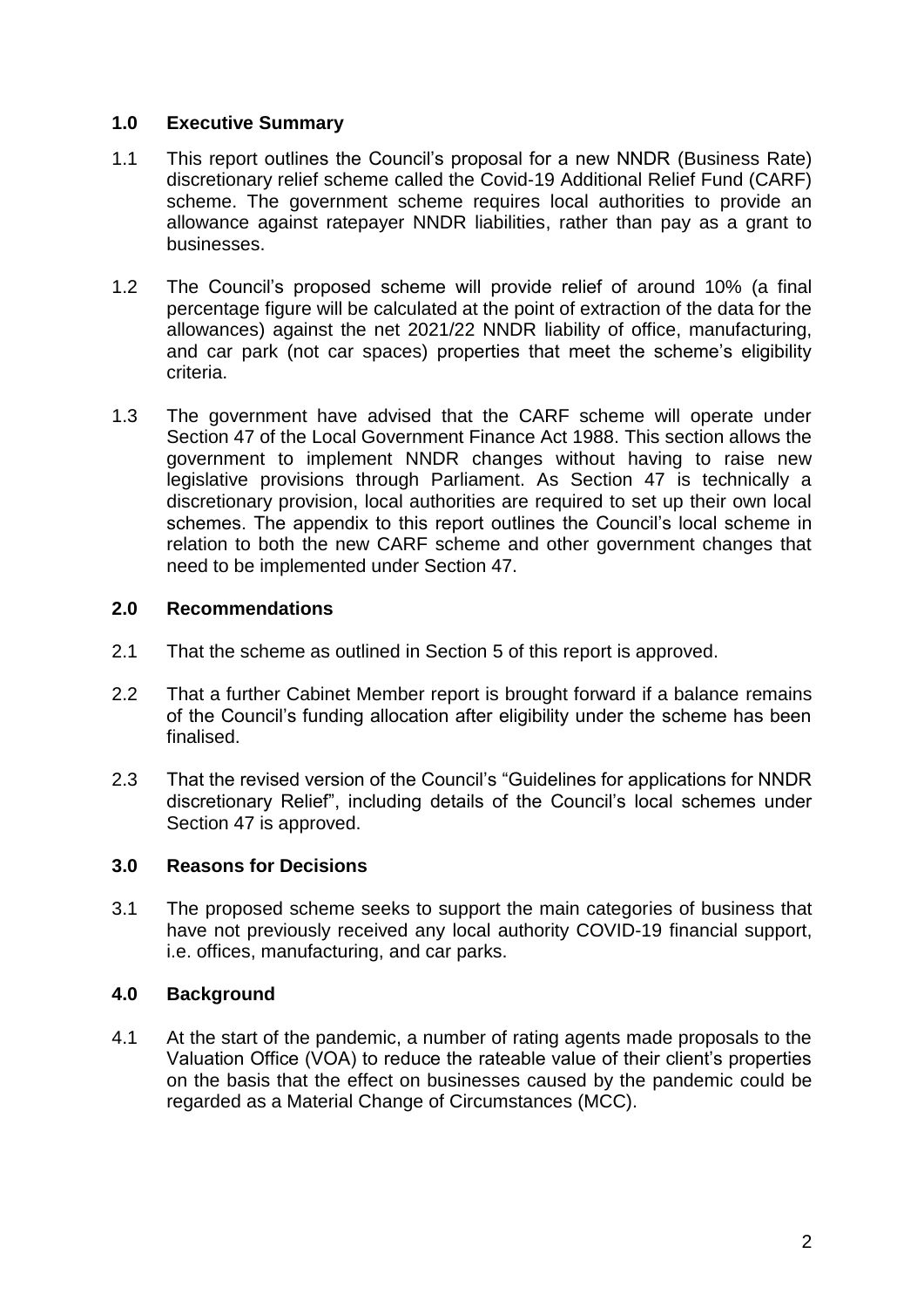## 1.0 Executive Summary

1.1 This report outlines the Council's proposal for a new NNDR (Business Rate) discretionary relief scheme called the Covid-19 Additional Relief Fund (CARF) scheme. The government scheme requires local authorities to provide an allowance against ratepayer NNDR liabilities, rather than pay as a grant to businesses.

1.2 The Council's proposed scheme will provide relief of around 10% (a final percentage figure will be calculated at the point of extraction of the data for the allowances) against the net 2021/22 NNDR liability of office, manufacturing, and car park (not car spaces) properties that meet the scheme's eligibility criteria.

1.3 The government have advised that the CARF scheme will operate under Section 47 of the Local Government Finance Act 1988. This section allows the government to implement NNDR changes without having to raise new legislative provisions through Parliament. As Section 47 is technically a discretionary provision, local authorities are required to set up their own local schemes. The appendix to this report outlines the Council's local scheme in relation to both the new CARF scheme and other government changes that need to be implemented under Section 47.

## 2.0 Recommendations

2.1 That the scheme as outlined in Section 5 of this report is approved.

2.2 That a further Cabinet Member report is brought forward if a balance remains of the Council's funding allocation after eligibility under the scheme has been finalised.

2.3 That the revised version of the Council's "Guidelines for applications for NNDR discretionary Relief", including details of the Council's local schemes under Section 47 is approved.

## 3.0 Reasons for Decisions

3.1 The proposed scheme seeks to support the main categories of business that have not previously received any local authority COVID-19 financial support, i.e. offices, manufacturing, and car parks.

## 4.0 Background

4.1 At the start of the pandemic, a number of rating agents made proposals to the Valuation Office (VOA) to reduce the rateable value of their client's properties on the basis that the effect on businesses caused by the pandemic could be regarded as a Material Change of Circumstances (MCC).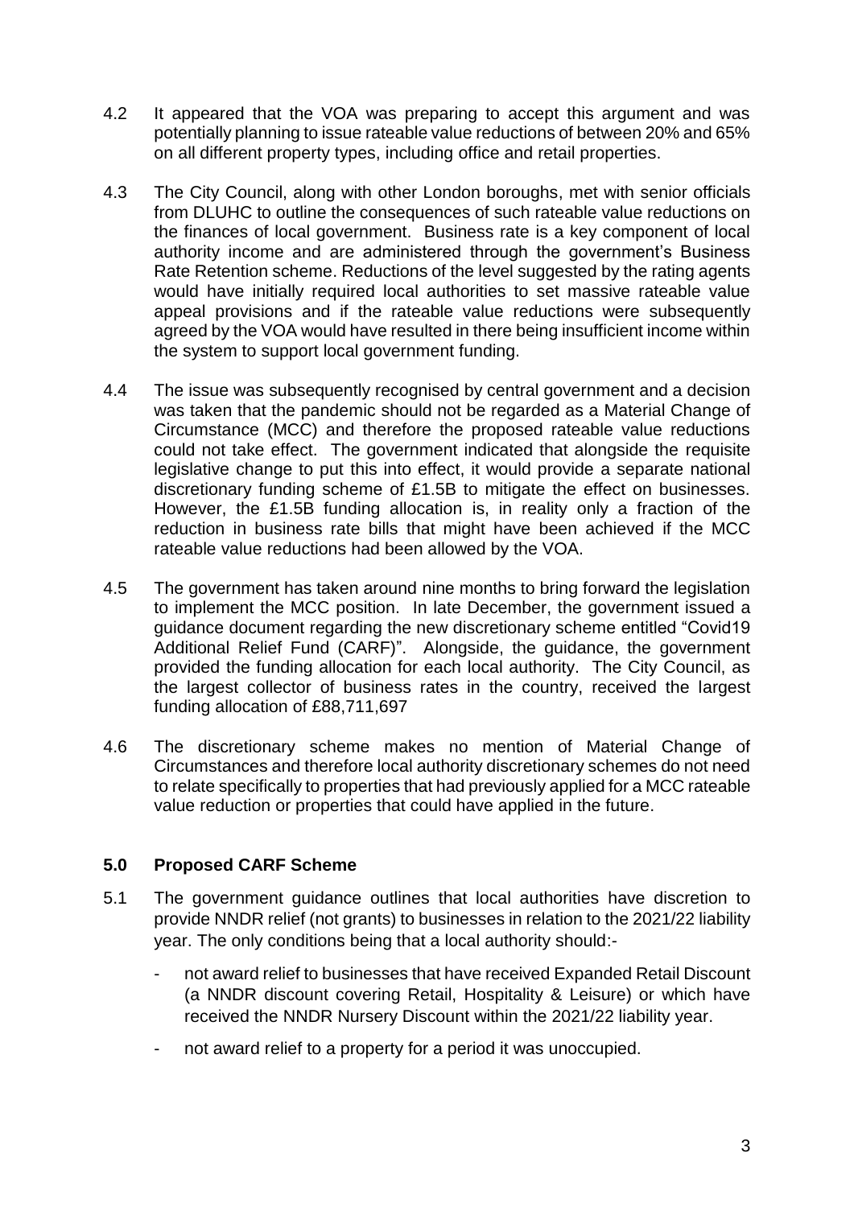4.2 It appeared that the VOA was preparing to accept this argument and was potentially planning to issue rateable value reductions of between 20% and 65% on all different property types, including office and retail properties.

4.3 The City Council, along with other London boroughs, met with senior officials from DLUHC to outline the consequences of such rateable value reductions on the finances of local government. Business rate is a key component of local authority income and are administered through the government's Business Rate Retention scheme. Reductions of the level suggested by the rating agents would have initially required local authorities to set massive rateable value appeal provisions and if the rateable value reductions were subsequently agreed by the VOA would have resulted in there being insufficient income within the system to support local government funding.

4.4 The issue was subsequently recognised by central government and a decision was taken that the pandemic should not be regarded as a Material Change of Circumstance (MCC) and therefore the proposed rateable value reductions could not take effect. The government indicated that alongside the requisite legislative change to put this into effect, it would provide a separate national discretionary funding scheme of £1.5B to mitigate the effect on businesses. However, the £1.5B funding allocation is, in reality only a fraction of the reduction in business rate bills that might have been achieved if the MCC rateable value reductions had been allowed by the VOA.

4.5 The government has taken around nine months to bring forward the legislation to implement the MCC position. In late December, the government issued a guidance document regarding the new discretionary scheme entitled "Covid19 Additional Relief Fund (CARF)". Alongside, the guidance, the government provided the funding allocation for each local authority. The City Council, as the largest collector of business rates in the country, received the largest funding allocation of £88,711,697

4.6 The discretionary scheme makes no mention of Material Change of Circumstances and therefore local authority discretionary schemes do not need to relate specifically to properties that had previously applied for a MCC rateable value reduction or properties that could have applied in the future.

## 5.0 Proposed CARF Scheme

5.1 The government guidance outlines that local authorities have discretion to provide NNDR relief (not grants) to businesses in relation to the 2021/22 liability year. The only conditions being that a local authority should:-

- not award relief to businesses that have received Expanded Retail Discount (a NNDR discount covering Retail, Hospitality & Leisure) or which have received the NNDR Nursery Discount within the 2021/22 liability year.
- not award relief to a property for a period it was unoccupied.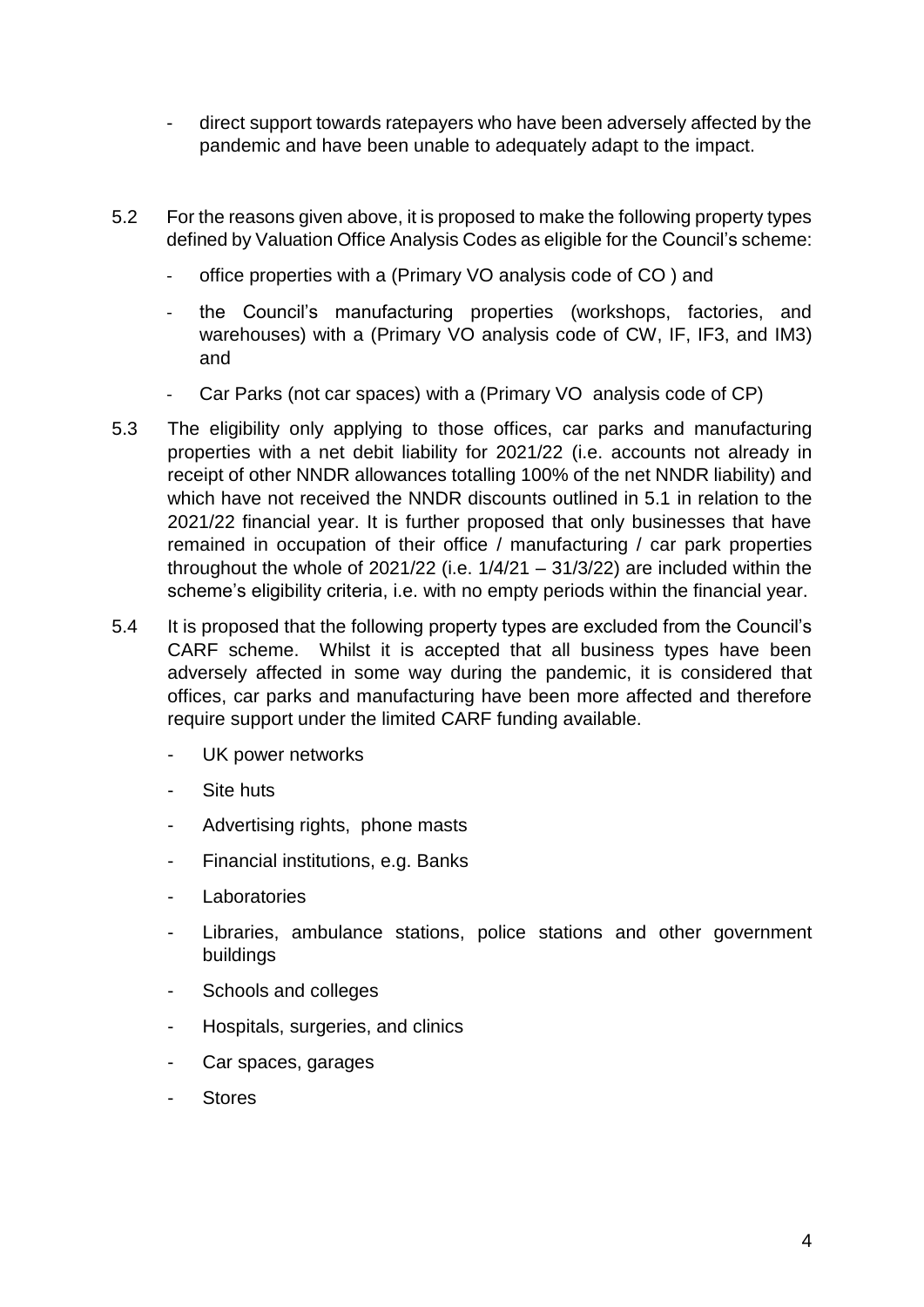- direct support towards ratepayers who have been adversely affected by the pandemic and have been unable to adequately adapt to the impact.

5.2 For the reasons given above, it is proposed to make the following property types defined by Valuation Office Analysis Codes as eligible for the Council's scheme:

- office properties with a (Primary VO analysis code of CO ) and
- the Council's manufacturing properties (workshops, factories, and warehouses) with a (Primary VO analysis code of CW, IF, IF3, and IM3) and
- Car Parks (not car spaces) with a (Primary VO analysis code of CP)

5.3 The eligibility only applying to those offices, car parks and manufacturing properties with a net debit liability for 2021/22 (i.e. accounts not already in receipt of other NNDR allowances totalling 100% of the net NNDR liability) and which have not received the NNDR discounts outlined in 5.1 in relation to the 2021/22 financial year. It is further proposed that only businesses that have remained in occupation of their office / manufacturing / car park properties throughout the whole of 2021/22 (i.e. 1/4/21 – 31/3/22) are included within the scheme's eligibility criteria, i.e. with no empty periods within the financial year.

5.4 It is proposed that the following property types are excluded from the Council's CARF scheme. Whilst it is accepted that all business types have been adversely affected in some way during the pandemic, it is considered that offices, car parks and manufacturing have been more affected and therefore require support under the limited CARF funding available.

- UK power networks
- Site huts
- Advertising rights, phone masts
- Financial institutions, e.g. Banks
- Laboratories
- Libraries, ambulance stations, police stations and other government buildings
- Schools and colleges
- Hospitals, surgeries, and clinics
- Car spaces, garages
- Stores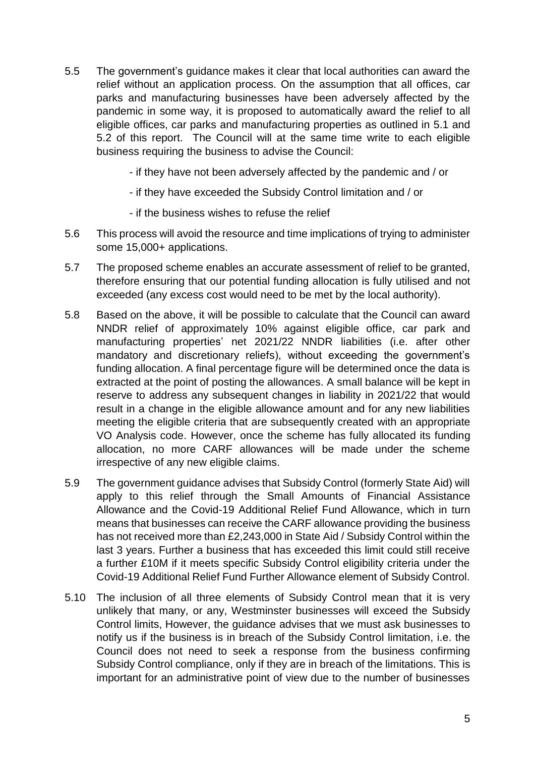5.5 The government's guidance makes it clear that local authorities can award the relief without an application process. On the assumption that all offices, car parks and manufacturing businesses have been adversely affected by the pandemic in some way, it is proposed to automatically award the relief to all eligible offices, car parks and manufacturing properties as outlined in 5.1 and 5.2 of this report. The Council will at the same time write to each eligible business requiring the business to advise the Council:

- if they have not been adversely affected by the pandemic and / or
- if they have exceeded the Subsidy Control limitation and / or
- if the business wishes to refuse the relief

5.6 This process will avoid the resource and time implications of trying to administer some 15,000+ applications.

5.7 The proposed scheme enables an accurate assessment of relief to be granted, therefore ensuring that our potential funding allocation is fully utilised and not exceeded (any excess cost would need to be met by the local authority).

5.8 Based on the above, it will be possible to calculate that the Council can award NNDR relief of approximately 10% against eligible office, car park and manufacturing properties' net 2021/22 NNDR liabilities (i.e. after other mandatory and discretionary reliefs), without exceeding the government's funding allocation. A final percentage figure will be determined once the data is extracted at the point of posting the allowances. A small balance will be kept in reserve to address any subsequent changes in liability in 2021/22 that would result in a change in the eligible allowance amount and for any new liabilities meeting the eligible criteria that are subsequently created with an appropriate VO Analysis code. However, once the scheme has fully allocated its funding allocation, no more CARF allowances will be made under the scheme irrespective of any new eligible claims.

5.9 The government guidance advises that Subsidy Control (formerly State Aid) will apply to this relief through the Small Amounts of Financial Assistance Allowance and the Covid-19 Additional Relief Fund Allowance, which in turn means that businesses can receive the CARF allowance providing the business has not received more than £2,243,000 in State Aid / Subsidy Control within the last 3 years. Further a business that has exceeded this limit could still receive a further £10M if it meets specific Subsidy Control eligibility criteria under the Covid-19 Additional Relief Fund Further Allowance element of Subsidy Control.

5.10 The inclusion of all three elements of Subsidy Control mean that it is very unlikely that many, or any, Westminster businesses will exceed the Subsidy Control limits, However, the guidance advises that we must ask businesses to notify us if the business is in breach of the Subsidy Control limitation, i.e. the Council does not need to seek a response from the business confirming Subsidy Control compliance, only if they are in breach of the limitations. This is important for an administrative point of view due to the number of businesses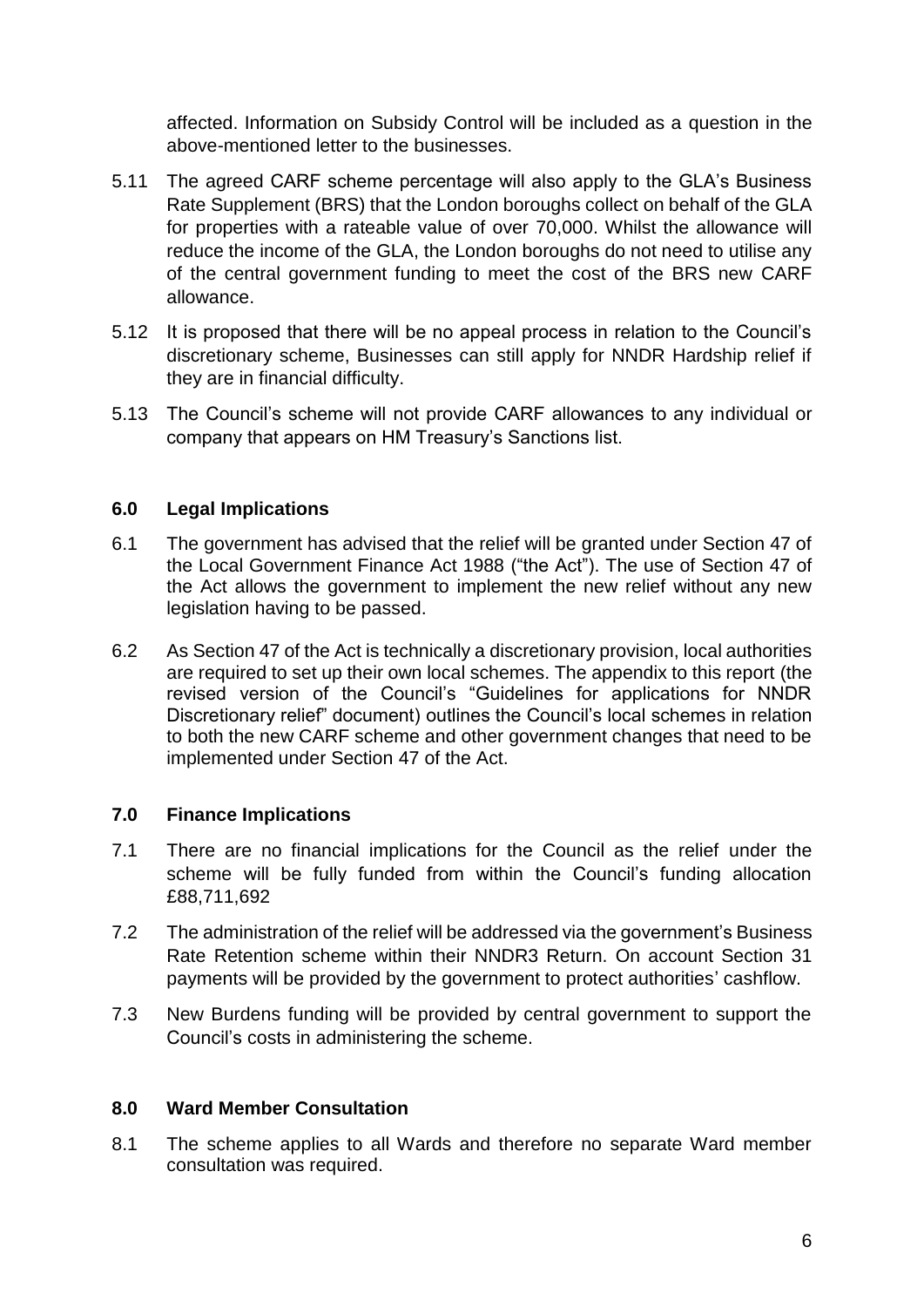affected. Information on Subsidy Control will be included as a question in the above-mentioned letter to the businesses.

5.11 The agreed CARF scheme percentage will also apply to the GLA's Business Rate Supplement (BRS) that the London boroughs collect on behalf of the GLA for properties with a rateable value of over 70,000. Whilst the allowance will reduce the income of the GLA, the London boroughs do not need to utilise any of the central government funding to meet the cost of the BRS new CARF allowance.

5.12 It is proposed that there will be no appeal process in relation to the Council's discretionary scheme, Businesses can still apply for NNDR Hardship relief if they are in financial difficulty.

5.13 The Council's scheme will not provide CARF allowances to any individual or company that appears on HM Treasury's Sanctions list.

## 6.0 Legal Implications

6.1 The government has advised that the relief will be granted under Section 47 of the Local Government Finance Act 1988 ("the Act"). The use of Section 47 of the Act allows the government to implement the new relief without any new legislation having to be passed.

6.2 As Section 47 of the Act is technically a discretionary provision, local authorities are required to set up their own local schemes. The appendix to this report (the revised version of the Council's "Guidelines for applications for NNDR Discretionary relief" document) outlines the Council's local schemes in relation to both the new CARF scheme and other government changes that need to be implemented under Section 47 of the Act.

## 7.0 Finance Implications

7.1 There are no financial implications for the Council as the relief under the scheme will be fully funded from within the Council's funding allocation £88,711,692

7.2 The administration of the relief will be addressed via the government's Business Rate Retention scheme within their NNDR3 Return. On account Section 31 payments will be provided by the government to protect authorities' cashflow.

7.3 New Burdens funding will be provided by central government to support the Council's costs in administering the scheme.

## 8.0 Ward Member Consultation

8.1 The scheme applies to all Wards and therefore no separate Ward member consultation was required.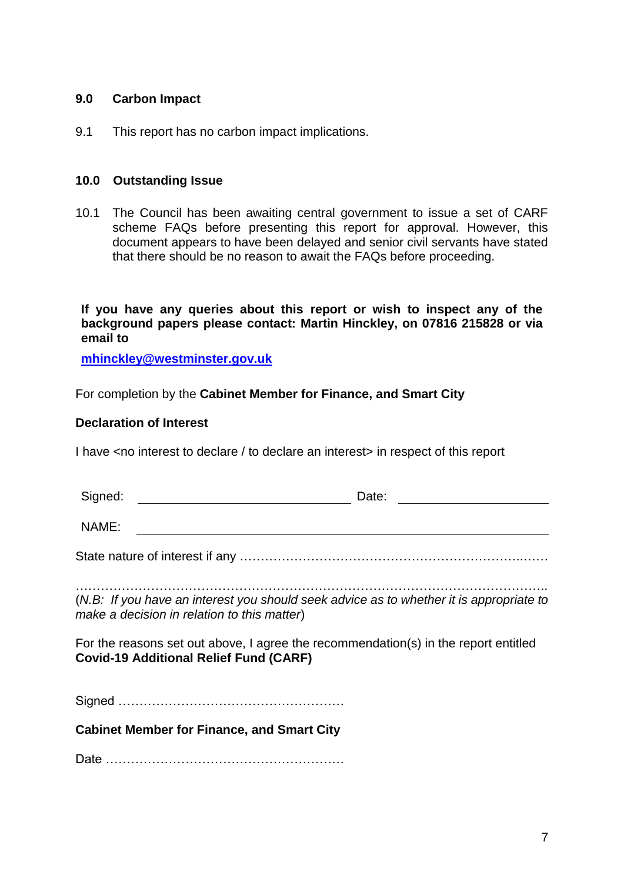## 9.0 Carbon Impact

9.1 This report has no carbon impact implications.

## 10.0 Outstanding Issue

10.1 The Council has been awaiting central government to issue a set of CARF scheme FAQs before presenting this report for approval. However, this document appears to have been delayed and senior civil servants have stated that there should be no reason to await the FAQs before proceeding.

**If you have any queries about this report or wish to inspect any of the background papers please contact: Martin Hinckley, on 07816 215828 or via email to**

**mhinckley@westminster.gov.uk**

For completion by the **Cabinet Member for Finance, and Smart City**

**Declaration of Interest**

I have <no interest to declare / to declare an interest> in respect of this report

Signed: ______________________________ Date: ____________________

NAME: ______________________________________________________

State nature of interest if any ……………………………………………………………..……

……………………………………………………………………………………………………..

(*N.B: If you have an interest you should seek advice as to whether it is appropriate to make a decision in relation to this matter*)

For the reasons set out above, I agree the recommendation(s) in the report entitled **Covid-19 Additional Relief Fund (CARF)**

Signed ………………………………………………

**Cabinet Member for Finance, and Smart City**

Date …………………………………………………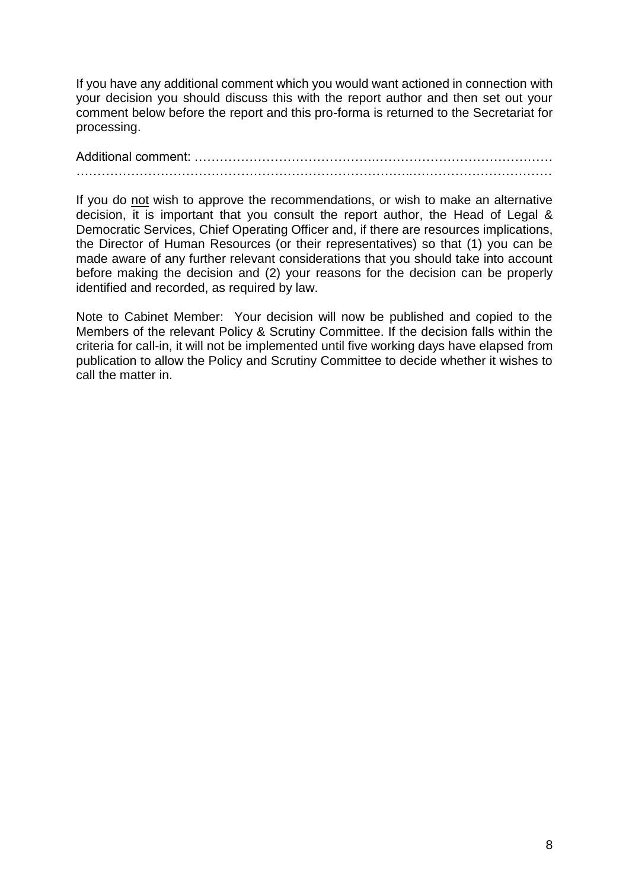If you have any additional comment which you would want actioned in connection with your decision you should discuss this with the report author and then set out your comment below before the report and this pro-forma is returned to the Secretariat for processing.

Additional comment: ………………………………….…………………………………… ………………………………………………………………..……………………………

If you do <u>not</u> wish to approve the recommendations, or wish to make an alternative decision, it is important that you consult the report author, the Head of Legal & Democratic Services, Chief Operating Officer and, if there are resources implications, the Director of Human Resources (or their representatives) so that (1) you can be made aware of any further relevant considerations that you should take into account before making the decision and (2) your reasons for the decision can be properly identified and recorded, as required by law.

Note to Cabinet Member: Your decision will now be published and copied to the Members of the relevant Policy & Scrutiny Committee. If the decision falls within the criteria for call-in, it will not be implemented until five working days have elapsed from publication to allow the Policy and Scrutiny Committee to decide whether it wishes to call the matter in.